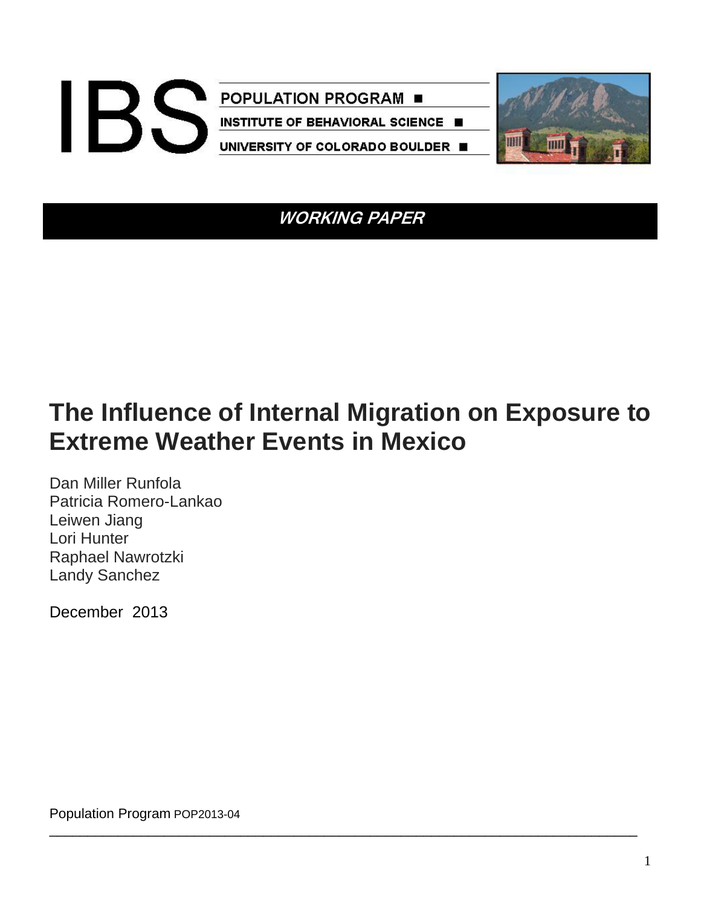IBS

POPULATION PROGRAM

INSTITUTE OF BEHAVIORAL SCIENCE

UNIVERSITY OF COLORADO BOULDER

***WORKING PAPER***

# The Influence of Internal Migration on Exposure to Extreme Weather Events in Mexico

Dan Miller Runfola
Patricia Romero-Lankao
Leiwen Jiang
Lori Hunter
Raphael Nawrotzki
Landy Sanchez

December 2013

Population Program POP2013-04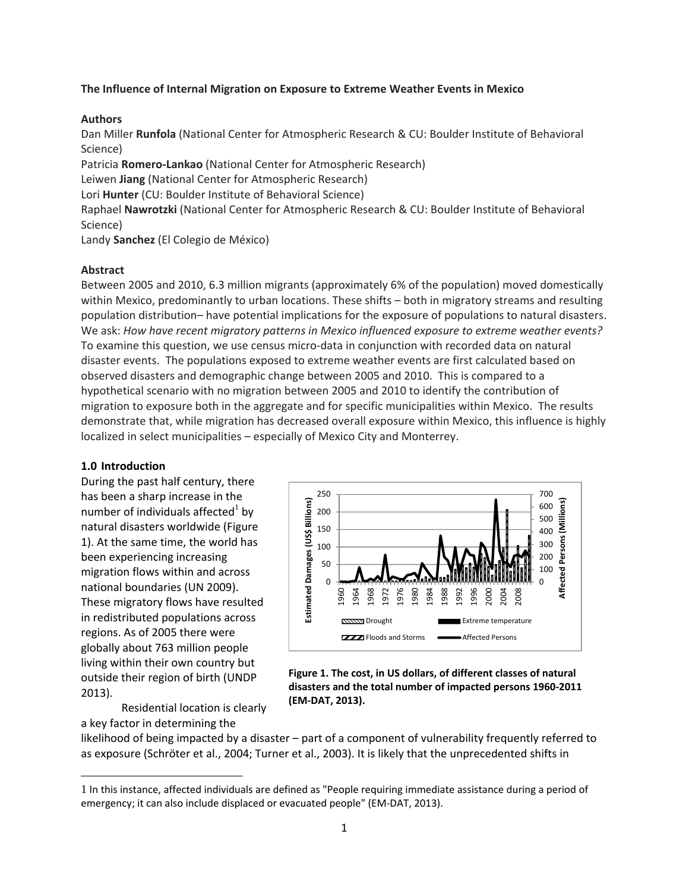**The Influence of Internal Migration on Exposure to Extreme Weather Events in Mexico**

**Authors**

Dan Miller **Runfola** (National Center for Atmospheric Research & CU: Boulder Institute of Behavioral Science)
Patricia **Romero-Lankao** (National Center for Atmospheric Research)
Leiwen **Jiang** (National Center for Atmospheric Research)
Lori **Hunter** (CU: Boulder Institute of Behavioral Science)
Raphael **Nawrotzki** (National Center for Atmospheric Research & CU: Boulder Institute of Behavioral Science)
Landy **Sanchez** (El Colegio de México)

**Abstract**

Between 2005 and 2010, 6.3 million migrants (approximately 6% of the population) moved domestically within Mexico, predominantly to urban locations. These shifts – both in migratory streams and resulting population distribution– have potential implications for the exposure of populations to natural disasters. We ask: *How have recent migratory patterns in Mexico influenced exposure to extreme weather events?* To examine this question, we use census micro-data in conjunction with recorded data on natural disaster events. The populations exposed to extreme weather events are first calculated based on observed disasters and demographic change between 2005 and 2010. This is compared to a hypothetical scenario with no migration between 2005 and 2010 to identify the contribution of migration to exposure both in the aggregate and for specific municipalities within Mexico. The results demonstrate that, while migration has decreased overall exposure within Mexico, this influence is highly localized in select municipalities – especially of Mexico City and Monterrey.

**1.0 Introduction**

During the past half century, there has been a sharp increase in the number of individuals affected[1] by natural disasters worldwide (Figure 1). At the same time, the world has been experiencing increasing migration flows within and across national boundaries (UN 2009). These migratory flows have resulted in redistributed populations across regions. As of 2005 there were globally about 763 million people living within their own country but outside their region of birth (UNDP 2013).

**Figure 1. The cost, in US dollars, of different classes of natural disasters and the total number of impacted persons 1960-2011 (EM-DAT, 2013).**

Residential location is clearly a key factor in determining the likelihood of being impacted by a disaster – part of a component of vulnerability frequently referred to as exposure (Schröter et al., 2004; Turner et al., 2003). It is likely that the unprecedented shifts in

[1] In this instance, affected individuals are defined as "People requiring immediate assistance during a period of emergency; it can also include displaced or evacuated people" (EM-DAT, 2013).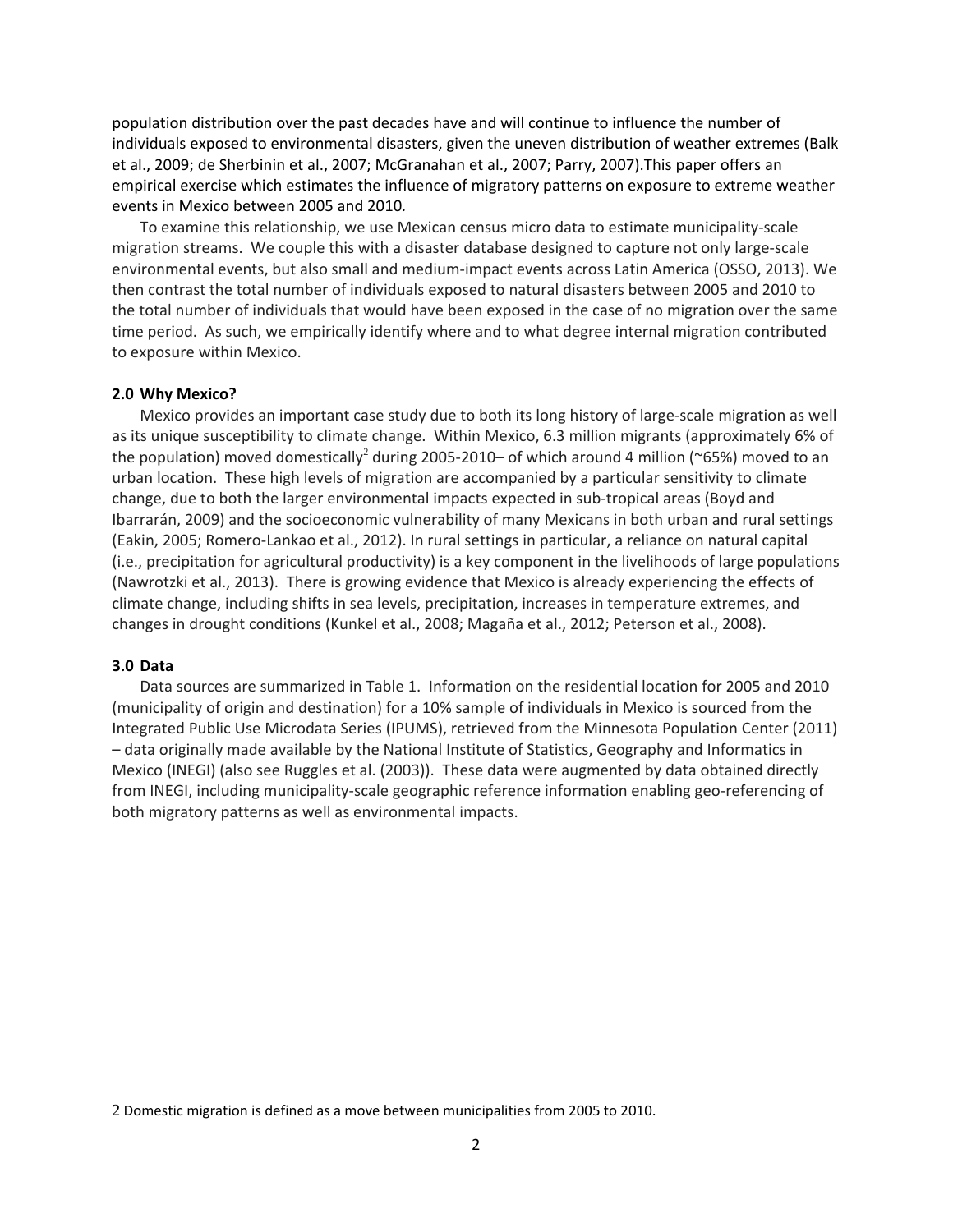population distribution over the past decades have and will continue to influence the number of individuals exposed to environmental disasters, given the uneven distribution of weather extremes (Balk et al., 2009; de Sherbinin et al., 2007; McGranahan et al., 2007; Parry, 2007).This paper offers an empirical exercise which estimates the influence of migratory patterns on exposure to extreme weather events in Mexico between 2005 and 2010.

To examine this relationship, we use Mexican census micro data to estimate municipality-scale migration streams. We couple this with a disaster database designed to capture not only large-scale environmental events, but also small and medium-impact events across Latin America (OSSO, 2013). We then contrast the total number of individuals exposed to natural disasters between 2005 and 2010 to the total number of individuals that would have been exposed in the case of no migration over the same time period. As such, we empirically identify where and to what degree internal migration contributed to exposure within Mexico.

## 2.0 Why Mexico?

Mexico provides an important case study due to both its long history of large-scale migration as well as its unique susceptibility to climate change. Within Mexico, 6.3 million migrants (approximately 6% of the population) moved domestically[2] during 2005-2010– of which around 4 million (~65%) moved to an urban location. These high levels of migration are accompanied by a particular sensitivity to climate change, due to both the larger environmental impacts expected in sub-tropical areas (Boyd and Ibarrarán, 2009) and the socioeconomic vulnerability of many Mexicans in both urban and rural settings (Eakin, 2005; Romero-Lankao et al., 2012). In rural settings in particular, a reliance on natural capital (i.e., precipitation for agricultural productivity) is a key component in the livelihoods of large populations (Nawrotzki et al., 2013). There is growing evidence that Mexico is already experiencing the effects of climate change, including shifts in sea levels, precipitation, increases in temperature extremes, and changes in drought conditions (Kunkel et al., 2008; Magaña et al., 2012; Peterson et al., 2008).

## 3.0 Data

Data sources are summarized in Table 1. Information on the residential location for 2005 and 2010 (municipality of origin and destination) for a 10% sample of individuals in Mexico is sourced from the Integrated Public Use Microdata Series (IPUMS), retrieved from the Minnesota Population Center (2011) – data originally made available by the National Institute of Statistics, Geography and Informatics in Mexico (INEGI) (also see Ruggles et al. (2003)). These data were augmented by data obtained directly from INEGI, including municipality-scale geographic reference information enabling geo-referencing of both migratory patterns as well as environmental impacts.

2 Domestic migration is defined as a move between municipalities from 2005 to 2010.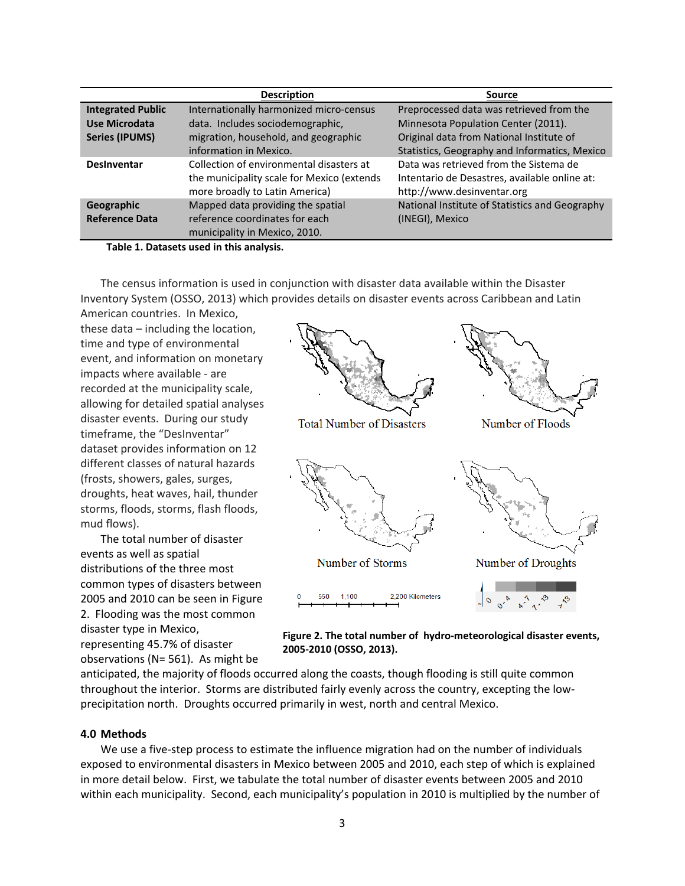| | Description | Source |
|---|---|---|
| **Integrated Public Use Microdata Series (IPUMS)** | Internationally harmonized micro-census data. Includes sociodemographic, migration, household, and geographic information in Mexico. | Preprocessed data was retrieved from the Minnesota Population Center (2011). Original data from National Institute of Statistics, Geography and Informatics, Mexico |
| **DesInventar** | Collection of environmental disasters at the municipality scale for Mexico (extends more broadly to Latin America) | Data was retrieved from the Sistema de Intentario de Desastres, available online at: http://www.desinventar.org |
| **Geographic Reference Data** | Mapped data providing the spatial reference coordinates for each municipality in Mexico, 2010. | National Institute of Statistics and Geography (INEGI), Mexico |

**Table 1. Datasets used in this analysis.**

The census information is used in conjunction with disaster data available within the Disaster Inventory System (OSSO, 2013) which provides details on disaster events across Caribbean and Latin American countries. In Mexico, these data – including the location, time and type of environmental event, and information on monetary impacts where available - are recorded at the municipality scale, allowing for detailed spatial analyses disaster events. During our study timeframe, the "DesInventar" dataset provides information on 12 different classes of natural hazards (frosts, showers, gales, surges, droughts, heat waves, hail, thunder storms, floods, storms, flash floods, mud flows).

The total number of disaster events as well as spatial distributions of the three most common types of disasters between 2005 and 2010 can be seen in Figure 2. Flooding was the most common disaster type in Mexico, representing 45.7% of disaster observations (N= 561). As might be anticipated, the majority of floods occurred along the coasts, though flooding is still quite common throughout the interior. Storms are distributed fairly evenly across the country, excepting the low-precipitation north. Droughts occurred primarily in west, north and central Mexico.

**Figure 2. The total number of hydro-meteorological disaster events, 2005-2010 (OSSO, 2013).**

## 4.0 Methods

We use a five-step process to estimate the influence migration had on the number of individuals exposed to environmental disasters in Mexico between 2005 and 2010, each step of which is explained in more detail below. First, we tabulate the total number of disaster events between 2005 and 2010 within each municipality. Second, each municipality's population in 2010 is multiplied by the number of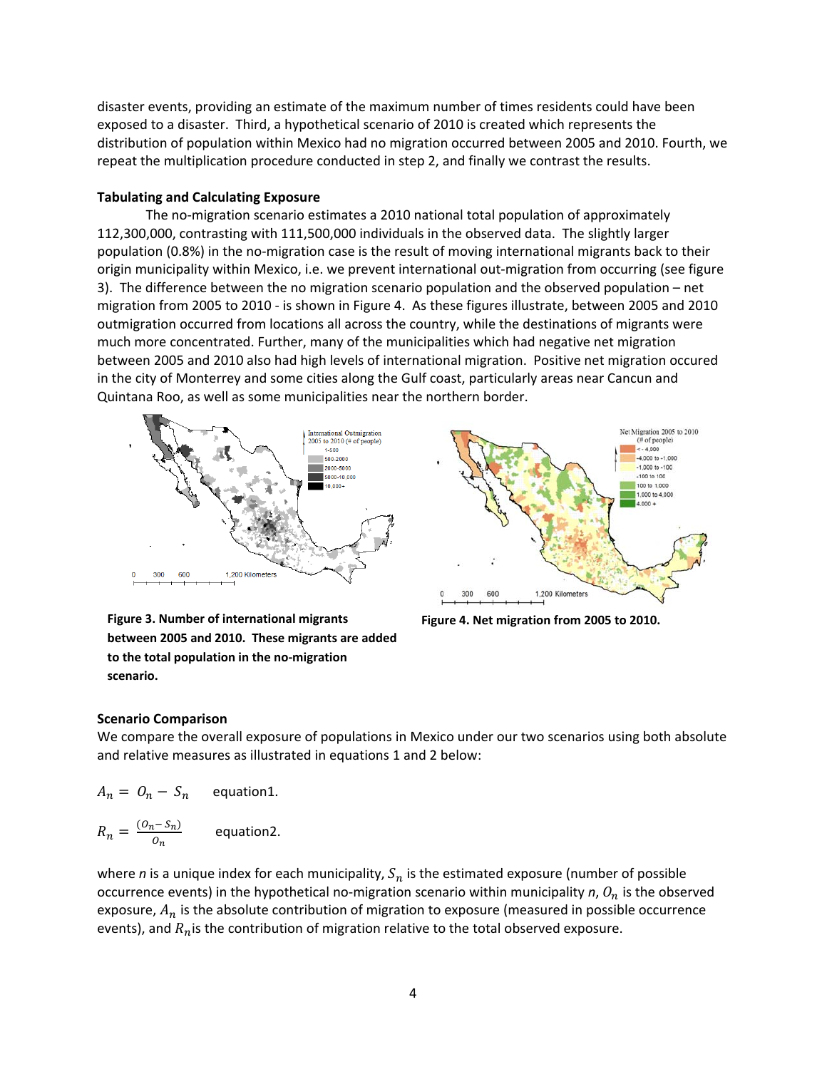disaster events, providing an estimate of the maximum number of times residents could have been exposed to a disaster. Third, a hypothetical scenario of 2010 is created which represents the distribution of population within Mexico had no migration occurred between 2005 and 2010. Fourth, we repeat the multiplication procedure conducted in step 2, and finally we contrast the results.

**Tabulating and Calculating Exposure**

The no-migration scenario estimates a 2010 national total population of approximately 112,300,000, contrasting with 111,500,000 individuals in the observed data. The slightly larger population (0.8%) in the no-migration case is the result of moving international migrants back to their origin municipality within Mexico, i.e. we prevent international out-migration from occurring (see figure 3). The difference between the no migration scenario population and the observed population – net migration from 2005 to 2010 - is shown in Figure 4. As these figures illustrate, between 2005 and 2010 outmigration occurred from locations all across the country, while the destinations of migrants were much more concentrated. Further, many of the municipalities which had negative net migration between 2005 and 2010 also had high levels of international migration. Positive net migration occured in the city of Monterrey and some cities along the Gulf coast, particularly areas near Cancun and Quintana Roo, as well as some municipalities near the northern border.

**Figure 3. Number of international migrants between 2005 and 2010. These migrants are added to the total population in the no-migration scenario.**

**Figure 4. Net migration from 2005 to 2010.**

**Scenario Comparison**

We compare the overall exposure of populations in Mexico under our two scenarios using both absolute and relative measures as illustrated in equations 1 and 2 below:

$$A_n = O_n - S_n \qquad \text{equation1.}$$

$$R_n = \frac{(O_n - S_n)}{O_n} \qquad \text{equation2.}$$

where *n* is a unique index for each municipality, $S_n$ is the estimated exposure (number of possible occurrence events) in the hypothetical no-migration scenario within municipality *n*, $O_n$ is the observed exposure, $A_n$ is the absolute contribution of migration to exposure (measured in possible occurrence events), and $R_n$ is the contribution of migration relative to the total observed exposure.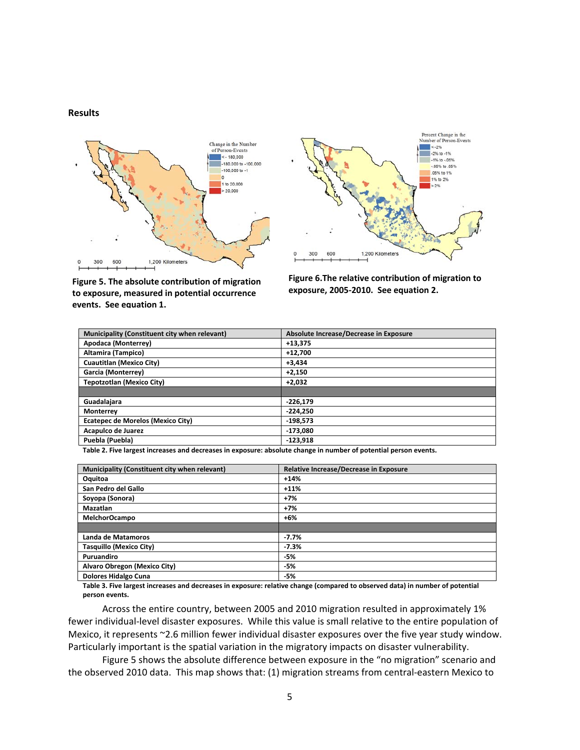## Results

Figure 5. The absolute contribution of migration to exposure, measured in potential occurrence events. See equation 1.

Figure 6.The relative contribution of migration to exposure, 2005-2010. See equation 2.

| Municipality (Constituent city when relevant) | Absolute Increase/Decrease in Exposure |
|---|---|
| Apodaca (Monterrey) | +13,375 |
| Altamira (Tampico) | +12,700 |
| Cuautitlan (Mexico City) | +3,434 |
| Garcia (Monterrey) | +2,150 |
| Tepotzotlan (Mexico City) | +2,032 |
| | |
| Guadalajara | -226,179 |
| Monterrey | -224,250 |
| Ecatepec de Morelos (Mexico City) | -198,573 |
| Acapulco de Juarez | -173,080 |
| Puebla (Puebla) | -123,918 |

Table 2. Five largest increases and decreases in exposure: absolute change in number of potential person events.

| Municipality (Constituent city when relevant) | Relative Increase/Decrease in Exposure |
|---|---|
| Oquitoa | +14% |
| San Pedro del Gallo | +11% |
| Soyopa (Sonora) | +7% |
| Mazatlan | +7% |
| MelchorOcampo | +6% |
| | |
| Landa de Matamoros | -7.7% |
| Tasquillo (Mexico City) | -7.3% |
| Puruandiro | -5% |
| Alvaro Obregon (Mexico City) | -5% |
| Dolores Hidalgo Cuna | -5% |

Table 3. Five largest increases and decreases in exposure: relative change (compared to observed data) in number of potential person events.

Across the entire country, between 2005 and 2010 migration resulted in approximately 1% fewer individual-level disaster exposures. While this value is small relative to the entire population of Mexico, it represents ~2.6 million fewer individual disaster exposures over the five year study window. Particularly important is the spatial variation in the migratory impacts on disaster vulnerability.

Figure 5 shows the absolute difference between exposure in the "no migration" scenario and the observed 2010 data. This map shows that: (1) migration streams from central-eastern Mexico to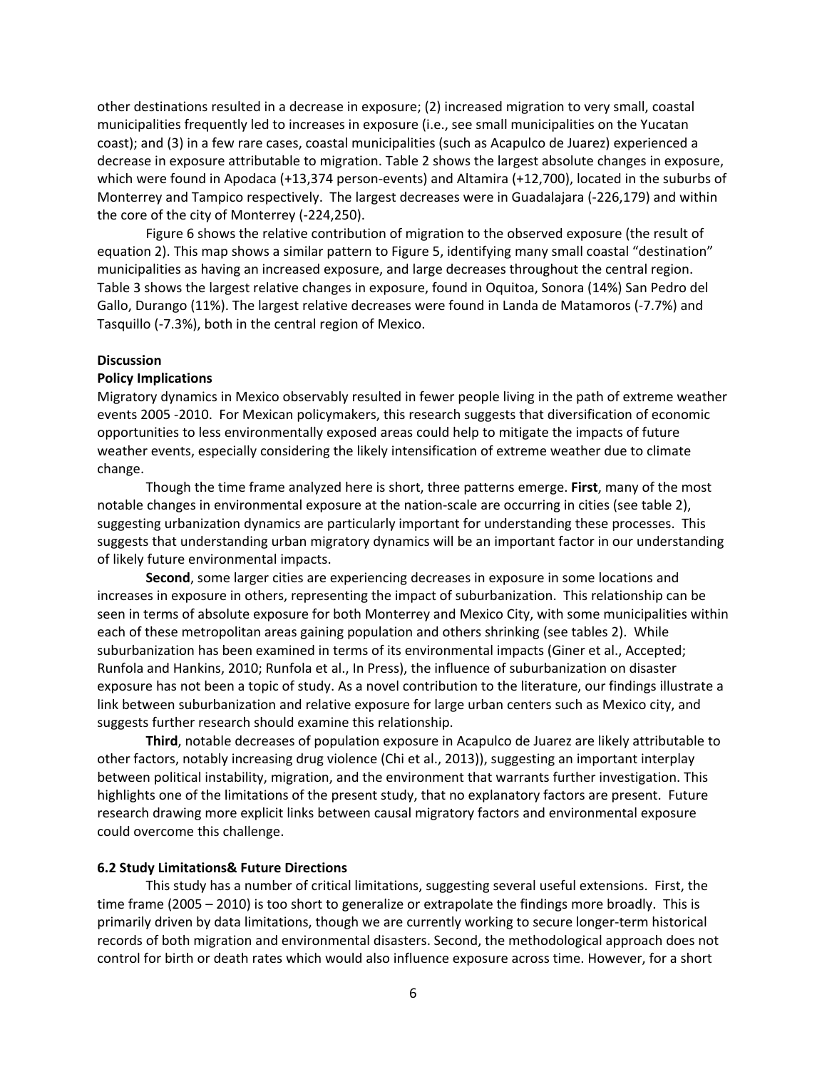other destinations resulted in a decrease in exposure; (2) increased migration to very small, coastal municipalities frequently led to increases in exposure (i.e., see small municipalities on the Yucatan coast); and (3) in a few rare cases, coastal municipalities (such as Acapulco de Juarez) experienced a decrease in exposure attributable to migration. Table 2 shows the largest absolute changes in exposure, which were found in Apodaca (+13,374 person-events) and Altamira (+12,700), located in the suburbs of Monterrey and Tampico respectively. The largest decreases were in Guadalajara (-226,179) and within the core of the city of Monterrey (-224,250).

Figure 6 shows the relative contribution of migration to the observed exposure (the result of equation 2). This map shows a similar pattern to Figure 5, identifying many small coastal "destination" municipalities as having an increased exposure, and large decreases throughout the central region. Table 3 shows the largest relative changes in exposure, found in Oquitoa, Sonora (14%) San Pedro del Gallo, Durango (11%). The largest relative decreases were found in Landa de Matamoros (-7.7%) and Tasquillo (-7.3%), both in the central region of Mexico.

## Discussion

### Policy Implications

Migratory dynamics in Mexico observably resulted in fewer people living in the path of extreme weather events 2005 -2010. For Mexican policymakers, this research suggests that diversification of economic opportunities to less environmentally exposed areas could help to mitigate the impacts of future weather events, especially considering the likely intensification of extreme weather due to climate change.

Though the time frame analyzed here is short, three patterns emerge. **First**, many of the most notable changes in environmental exposure at the nation-scale are occurring in cities (see table 2), suggesting urbanization dynamics are particularly important for understanding these processes. This suggests that understanding urban migratory dynamics will be an important factor in our understanding of likely future environmental impacts.

**Second**, some larger cities are experiencing decreases in exposure in some locations and increases in exposure in others, representing the impact of suburbanization. This relationship can be seen in terms of absolute exposure for both Monterrey and Mexico City, with some municipalities within each of these metropolitan areas gaining population and others shrinking (see tables 2). While suburbanization has been examined in terms of its environmental impacts (Giner et al., Accepted; Runfola and Hankins, 2010; Runfola et al., In Press), the influence of suburbanization on disaster exposure has not been a topic of study. As a novel contribution to the literature, our findings illustrate a link between suburbanization and relative exposure for large urban centers such as Mexico city, and suggests further research should examine this relationship.

**Third**, notable decreases of population exposure in Acapulco de Juarez are likely attributable to other factors, notably increasing drug violence (Chi et al., 2013)), suggesting an important interplay between political instability, migration, and the environment that warrants further investigation. This highlights one of the limitations of the present study, that no explanatory factors are present. Future research drawing more explicit links between causal migratory factors and environmental exposure could overcome this challenge.

### 6.2 Study Limitations& Future Directions

This study has a number of critical limitations, suggesting several useful extensions. First, the time frame (2005 – 2010) is too short to generalize or extrapolate the findings more broadly. This is primarily driven by data limitations, though we are currently working to secure longer-term historical records of both migration and environmental disasters. Second, the methodological approach does not control for birth or death rates which would also influence exposure across time. However, for a short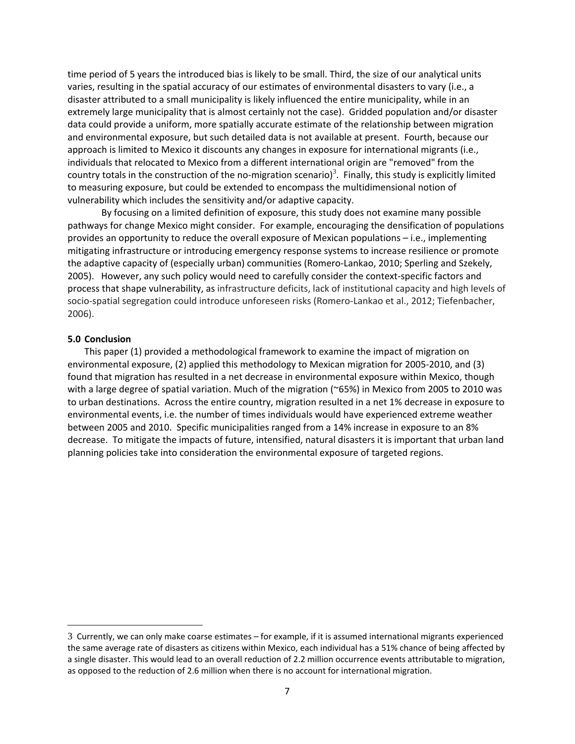time period of 5 years the introduced bias is likely to be small. Third, the size of our analytical units varies, resulting in the spatial accuracy of our estimates of environmental disasters to vary (i.e., a disaster attributed to a small municipality is likely influenced the entire municipality, while in an extremely large municipality that is almost certainly not the case). Gridded population and/or disaster data could provide a uniform, more spatially accurate estimate of the relationship between migration and environmental exposure, but such detailed data is not available at present. Fourth, because our approach is limited to Mexico it discounts any changes in exposure for international migrants (i.e., individuals that relocated to Mexico from a different international origin are "removed" from the country totals in the construction of the no-migration scenario)[3]. Finally, this study is explicitly limited to measuring exposure, but could be extended to encompass the multidimensional notion of vulnerability which includes the sensitivity and/or adaptive capacity.

By focusing on a limited definition of exposure, this study does not examine many possible pathways for change Mexico might consider. For example, encouraging the densification of populations provides an opportunity to reduce the overall exposure of Mexican populations – i.e., implementing mitigating infrastructure or introducing emergency response systems to increase resilience or promote the adaptive capacity of (especially urban) communities (Romero-Lankao, 2010; Sperling and Szekely, 2005). However, any such policy would need to carefully consider the context-specific factors and process that shape vulnerability, as infrastructure deficits, lack of institutional capacity and high levels of socio-spatial segregation could introduce unforeseen risks (Romero-Lankao et al., 2012; Tiefenbacher, 2006).

## 5.0 Conclusion

This paper (1) provided a methodological framework to examine the impact of migration on environmental exposure, (2) applied this methodology to Mexican migration for 2005-2010, and (3) found that migration has resulted in a net decrease in environmental exposure within Mexico, though with a large degree of spatial variation. Much of the migration (~65%) in Mexico from 2005 to 2010 was to urban destinations. Across the entire country, migration resulted in a net 1% decrease in exposure to environmental events, i.e. the number of times individuals would have experienced extreme weather between 2005 and 2010. Specific municipalities ranged from a 14% increase in exposure to an 8% decrease. To mitigate the impacts of future, intensified, natural disasters it is important that urban land planning policies take into consideration the environmental exposure of targeted regions.

---

3 Currently, we can only make coarse estimates – for example, if it is assumed international migrants experienced the same average rate of disasters as citizens within Mexico, each individual has a 51% chance of being affected by a single disaster. This would lead to an overall reduction of 2.2 million occurrence events attributable to migration, as opposed to the reduction of 2.6 million when there is no account for international migration.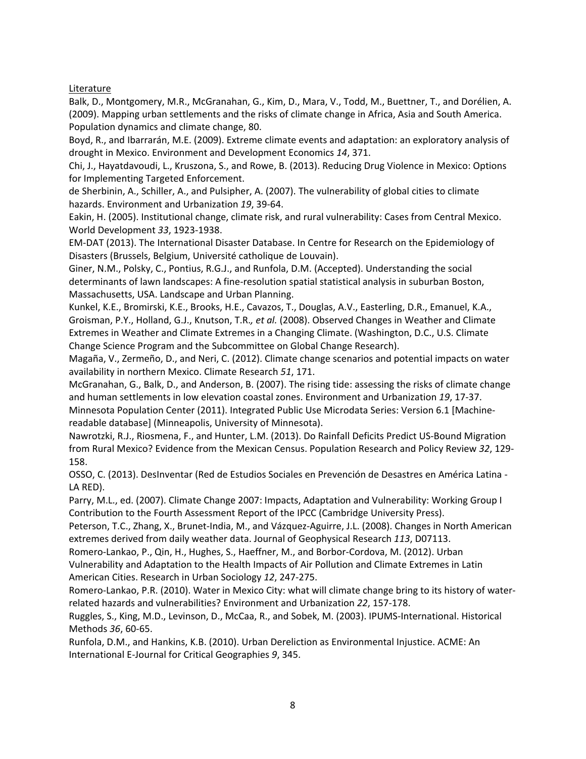Literature

Balk, D., Montgomery, M.R., McGranahan, G., Kim, D., Mara, V., Todd, M., Buettner, T., and Dorélien, A. (2009). Mapping urban settlements and the risks of climate change in Africa, Asia and South America. Population dynamics and climate change, 80.

Boyd, R., and Ibarrarán, M.E. (2009). Extreme climate events and adaptation: an exploratory analysis of drought in Mexico. Environment and Development Economics *14*, 371.

Chi, J., Hayatdavoudi, L., Kruszona, S., and Rowe, B. (2013). Reducing Drug Violence in Mexico: Options for Implementing Targeted Enforcement.

de Sherbinin, A., Schiller, A., and Pulsipher, A. (2007). The vulnerability of global cities to climate hazards. Environment and Urbanization *19*, 39-64.

Eakin, H. (2005). Institutional change, climate risk, and rural vulnerability: Cases from Central Mexico. World Development *33*, 1923-1938.

EM-DAT (2013). The International Disaster Database. In Centre for Research on the Epidemiology of Disasters (Brussels, Belgium, Université catholique de Louvain).

Giner, N.M., Polsky, C., Pontius, R.G.J., and Runfola, D.M. (Accepted). Understanding the social determinants of lawn landscapes: A fine-resolution spatial statistical analysis in suburban Boston, Massachusetts, USA. Landscape and Urban Planning.

Kunkel, K.E., Bromirski, K.E., Brooks, H.E., Cavazos, T., Douglas, A.V., Easterling, D.R., Emanuel, K.A., Groisman, P.Y., Holland, G.J., Knutson, T.R.*, et al.* (2008). Observed Changes in Weather and Climate Extremes in Weather and Climate Extremes in a Changing Climate. (Washington, D.C., U.S. Climate Change Science Program and the Subcommittee on Global Change Research).

Magaña, V., Zermeño, D., and Neri, C. (2012). Climate change scenarios and potential impacts on water availability in northern Mexico. Climate Research *51*, 171.

McGranahan, G., Balk, D., and Anderson, B. (2007). The rising tide: assessing the risks of climate change and human settlements in low elevation coastal zones. Environment and Urbanization *19*, 17-37.

Minnesota Population Center (2011). Integrated Public Use Microdata Series: Version 6.1 [Machine-readable database] (Minneapolis, University of Minnesota).

Nawrotzki, R.J., Riosmena, F., and Hunter, L.M. (2013). Do Rainfall Deficits Predict US-Bound Migration from Rural Mexico? Evidence from the Mexican Census. Population Research and Policy Review *32*, 129-158.

OSSO, C. (2013). DesInventar (Red de Estudios Sociales en Prevención de Desastres en América Latina - LA RED).

Parry, M.L., ed. (2007). Climate Change 2007: Impacts, Adaptation and Vulnerability: Working Group I Contribution to the Fourth Assessment Report of the IPCC (Cambridge University Press).

Peterson, T.C., Zhang, X., Brunet-India, M., and Vázquez-Aguirre, J.L. (2008). Changes in North American extremes derived from daily weather data. Journal of Geophysical Research *113*, D07113.

Romero-Lankao, P., Qin, H., Hughes, S., Haeffner, M., and Borbor-Cordova, M. (2012). Urban Vulnerability and Adaptation to the Health Impacts of Air Pollution and Climate Extremes in Latin American Cities. Research in Urban Sociology *12*, 247-275.

Romero-Lankao, P.R. (2010). Water in Mexico City: what will climate change bring to its history of water-related hazards and vulnerabilities? Environment and Urbanization *22*, 157-178.

Ruggles, S., King, M.D., Levinson, D., McCaa, R., and Sobek, M. (2003). IPUMS-International. Historical Methods *36*, 60-65.

Runfola, D.M., and Hankins, K.B. (2010). Urban Dereliction as Environmental Injustice. ACME: An International E-Journal for Critical Geographies *9*, 345.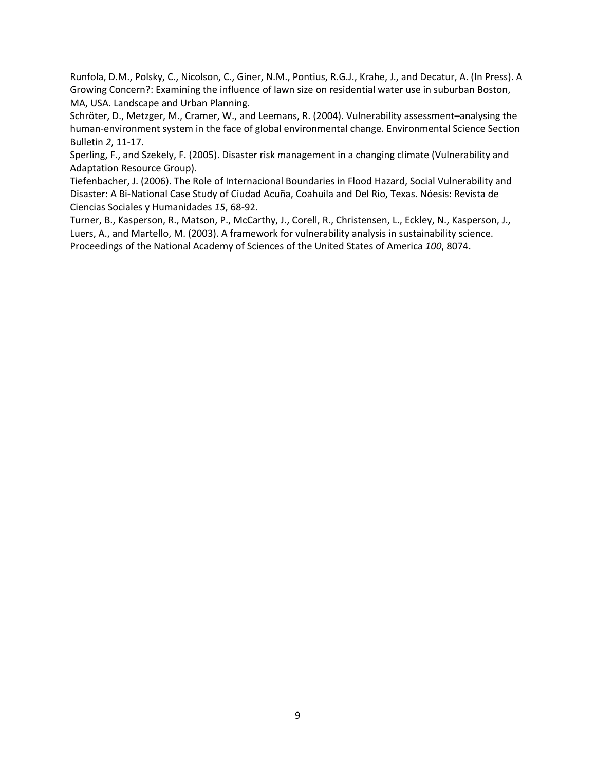Runfola, D.M., Polsky, C., Nicolson, C., Giner, N.M., Pontius, R.G.J., Krahe, J., and Decatur, A. (In Press). A Growing Concern?: Examining the influence of lawn size on residential water use in suburban Boston, MA, USA. Landscape and Urban Planning.

Schröter, D., Metzger, M., Cramer, W., and Leemans, R. (2004). Vulnerability assessment–analysing the human-environment system in the face of global environmental change. Environmental Science Section Bulletin *2*, 11-17.

Sperling, F., and Szekely, F. (2005). Disaster risk management in a changing climate (Vulnerability and Adaptation Resource Group).

Tiefenbacher, J. (2006). The Role of Internacional Boundaries in Flood Hazard, Social Vulnerability and Disaster: A Bi-National Case Study of Ciudad Acuña, Coahuila and Del Rio, Texas. Nóesis: Revista de Ciencias Sociales y Humanidades *15*, 68-92.

Turner, B., Kasperson, R., Matson, P., McCarthy, J., Corell, R., Christensen, L., Eckley, N., Kasperson, J., Luers, A., and Martello, M. (2003). A framework for vulnerability analysis in sustainability science. Proceedings of the National Academy of Sciences of the United States of America *100*, 8074.